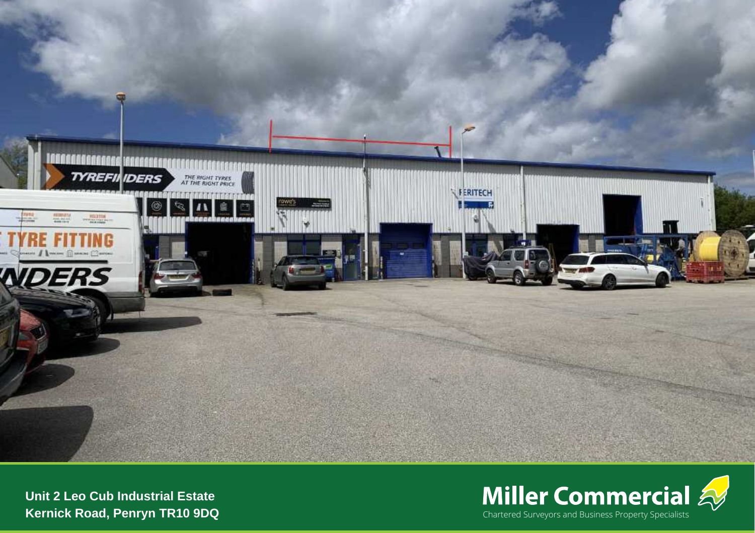**Unit 2 Leo Cub Industrial Estate**
**Kernick Road, Penryn TR10 9DQ**

**Miller Commercial**
Chartered Surveyors and Business Property Specialists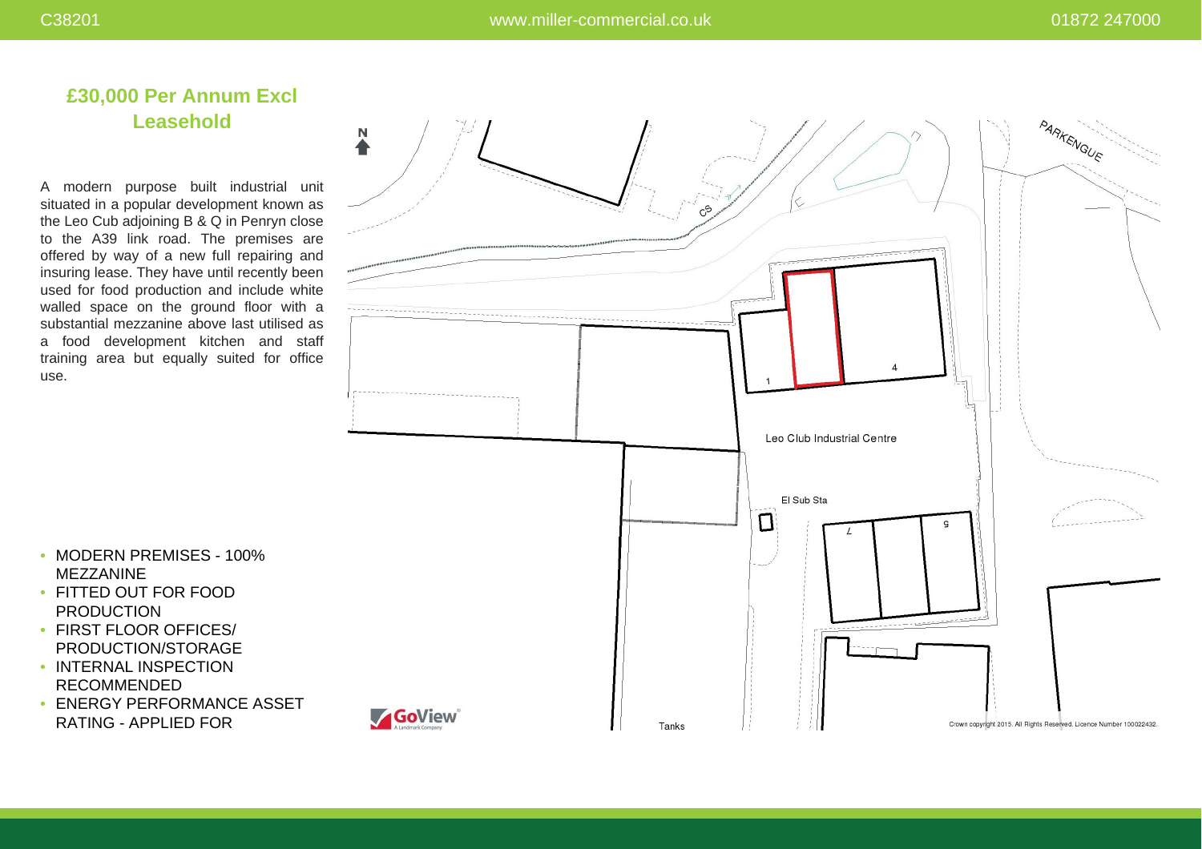## £30,000 Per Annum Excl
## Leasehold

A modern purpose built industrial unit situated in a popular development known as the Leo Cub adjoining B & Q in Penryn close to the A39 link road. The premises are offered by way of a new full repairing and insuring lease. They have until recently been used for food production and include white walled space on the ground floor with a substantial mezzanine above last utilised as a food development kitchen and staff training area but equally suited for office use.

- MODERN PREMISES - 100% MEZZANINE
- FITTED OUT FOR FOOD PRODUCTION
- FIRST FLOOR OFFICES/ PRODUCTION/STORAGE
- INTERNAL INSPECTION RECOMMENDED
- ENERGY PERFORMANCE ASSET RATING - APPLIED FOR

N

PARKENGUE

CS

1

4

Leo Club Industrial Centre

El Sub Sta

7

5

Tanks

GoView A Landmark Company

Crown copyright 2015. All Rights Reserved. Licence Number 100022432.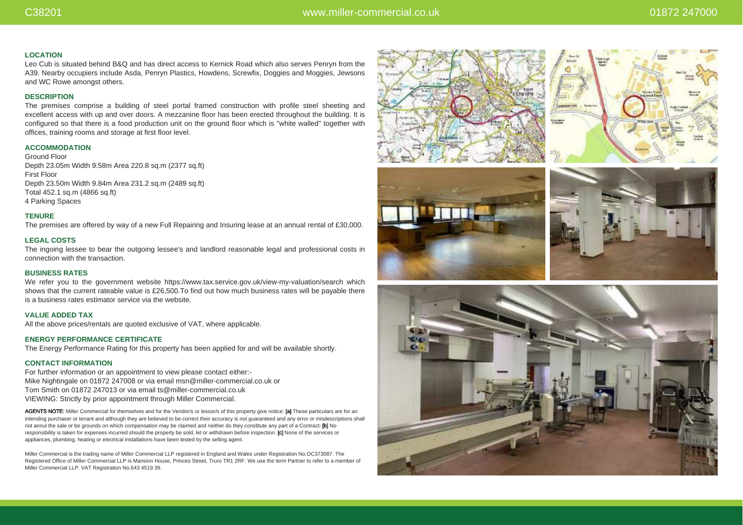## LOCATION

Leo Cub is situated behind B&Q and has direct access to Kernick Road which also serves Penryn from the A39. Nearby occupiers include Asda, Penryn Plastics, Howdens, Screwfix, Doggies and Moggies, Jewsons and WC Rowe amongst others.

## DESCRIPTION

The premises comprise a building of steel portal framed construction with profile steel sheeting and excellent access with up and over doors. A mezzanine floor has been erected throughout the building. It is configured so that there is a food production unit on the ground floor which is "white walled" together with offices, training rooms and storage at first floor level.

## ACCOMMODATION

Ground Floor
Depth 23.05m Width 9.58m Area 220.8 sq.m (2377 sq.ft)
First Floor
Depth 23.50m Width 9.84m Area 231.2 sq.m (2489 sq.ft)
Total 452.1 sq.m (4866 sq.ft)
4 Parking Spaces

## TENURE

The premises are offered by way of a new Full Repairing and Insuring lease at an annual rental of £30,000.

## LEGAL COSTS

The ingoing lessee to bear the outgoing lessee's and landlord reasonable legal and professional costs in connection with the transaction.

## BUSINESS RATES

We refer you to the government website https://www.tax.service.gov.uk/view-my-valuation/search which shows that the current rateable value is £26,500.To find out how much business rates will be payable there is a business rates estimator service via the website.

## VALUE ADDED TAX

All the above prices/rentals are quoted exclusive of VAT, where applicable.

## ENERGY PERFORMANCE CERTIFICATE

The Energy Performance Rating for this property has been applied for and will be available shortly.

## CONTACT INFORMATION

For further information or an appointment to view please contact either:-
Mike Nightingale on 01872 247008 or via email msn@miller-commercial.co.uk or
Tom Smith on 01872 247013 or via email ts@miller-commercial.co.uk
VIEWING: Strictly by prior appointment through Miller Commercial.

**AGENTS NOTE:** Miller Commercial for themselves and for the Vendor/s or lessor/s of this property give notice: **[a]** These particulars are for an intending purchaser or tenant and although they are believed to be correct their accuracy is not guaranteed and any error or misdescriptions shall not annul the sale or be grounds on which compensation may be claimed and neither do they constitute any part of a Contract: **[b]** No responsibility is taken for expenses incurred should the property be sold, let or withdrawn before inspection: **[c]** None of the services or appliances, plumbing, heating or electrical installations have been tested by the selling agent.

Miller Commercial is the trading name of Miller Commercial LLP registered in England and Wales under Registration No.OC373087. The Registered Office of Miller Commercial LLP is Mansion House, Princes Street, Truro TR1 2RF. We use the term Partner to refer to a member of Miller Commercial LLP. VAT Registration No.643 4519 39.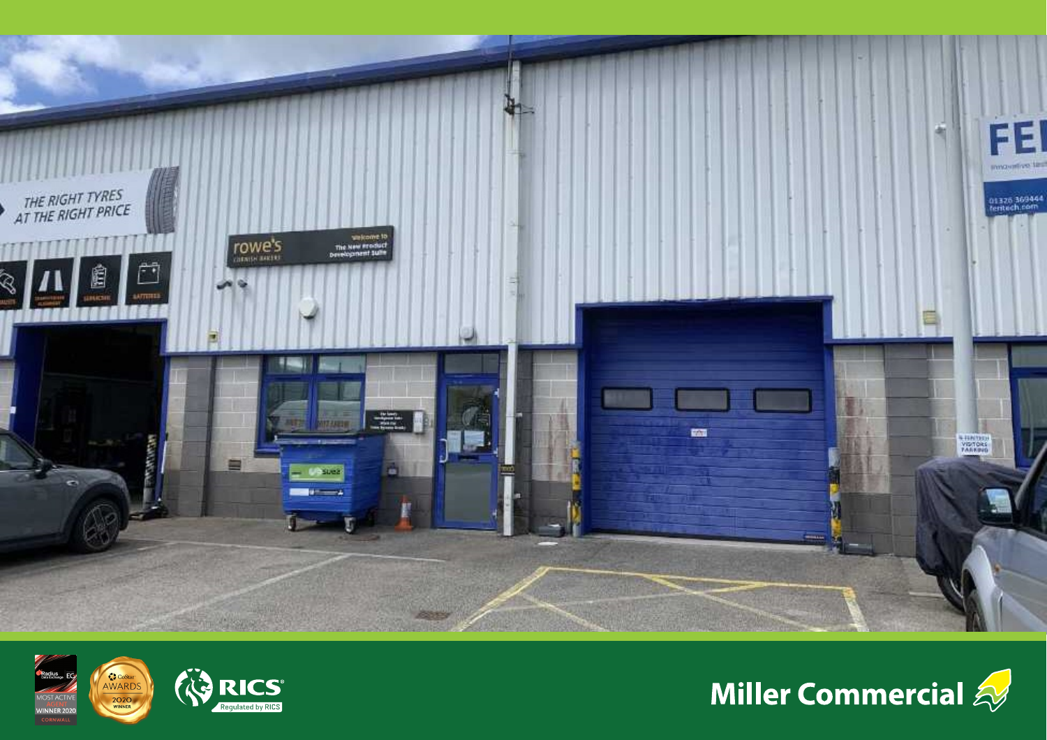Miller Commercial